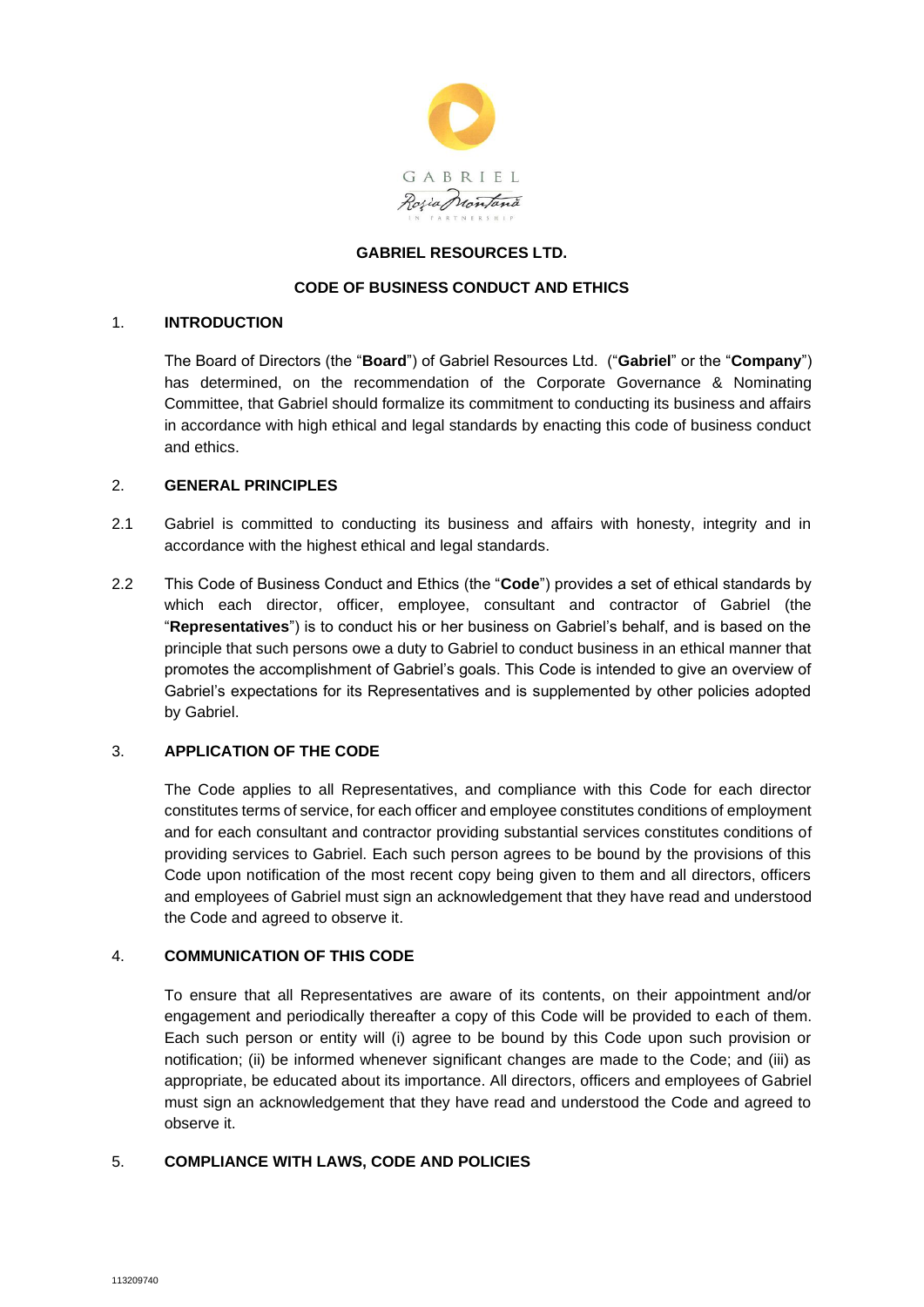GABRIEL

Roșia Montană

IN PARTNERSHIP

# GABRIEL RESOURCES LTD.

# CODE OF BUSINESS CONDUCT AND ETHICS

## 1. INTRODUCTION

The Board of Directors (the "**Board**") of Gabriel Resources Ltd. ("**Gabriel**" or the "**Company**") has determined, on the recommendation of the Corporate Governance & Nominating Committee, that Gabriel should formalize its commitment to conducting its business and affairs in accordance with high ethical and legal standards by enacting this code of business conduct and ethics.

## 2. GENERAL PRINCIPLES

2.1 Gabriel is committed to conducting its business and affairs with honesty, integrity and in accordance with the highest ethical and legal standards.

2.2 This Code of Business Conduct and Ethics (the "**Code**") provides a set of ethical standards by which each director, officer, employee, consultant and contractor of Gabriel (the "**Representatives**") is to conduct his or her business on Gabriel's behalf, and is based on the principle that such persons owe a duty to Gabriel to conduct business in an ethical manner that promotes the accomplishment of Gabriel's goals. This Code is intended to give an overview of Gabriel's expectations for its Representatives and is supplemented by other policies adopted by Gabriel.

## 3. APPLICATION OF THE CODE

The Code applies to all Representatives, and compliance with this Code for each director constitutes terms of service, for each officer and employee constitutes conditions of employment and for each consultant and contractor providing substantial services constitutes conditions of providing services to Gabriel. Each such person agrees to be bound by the provisions of this Code upon notification of the most recent copy being given to them and all directors, officers and employees of Gabriel must sign an acknowledgement that they have read and understood the Code and agreed to observe it.

## 4. COMMUNICATION OF THIS CODE

To ensure that all Representatives are aware of its contents, on their appointment and/or engagement and periodically thereafter a copy of this Code will be provided to each of them. Each such person or entity will (i) agree to be bound by this Code upon such provision or notification; (ii) be informed whenever significant changes are made to the Code; and (iii) as appropriate, be educated about its importance. All directors, officers and employees of Gabriel must sign an acknowledgement that they have read and understood the Code and agreed to observe it.

## 5. COMPLIANCE WITH LAWS, CODE AND POLICIES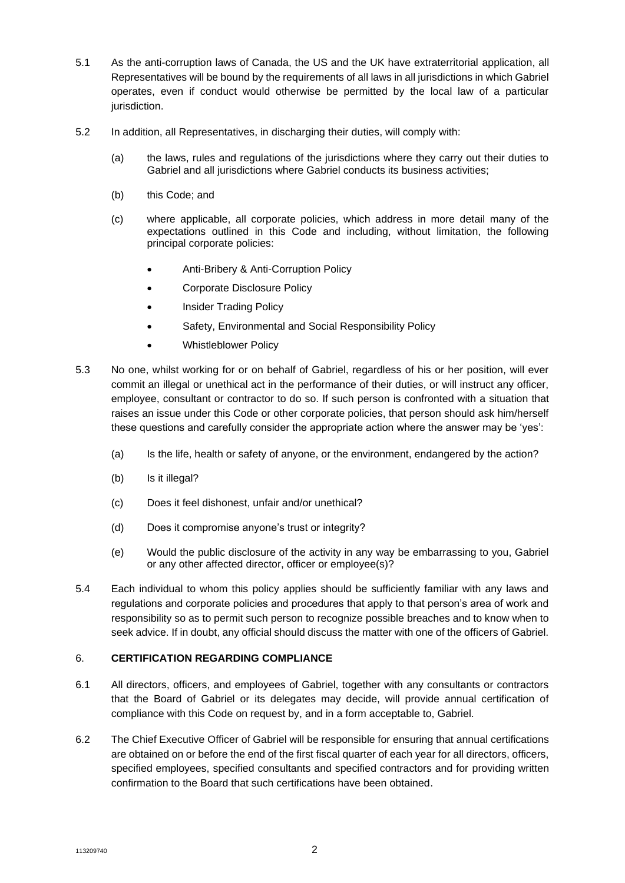5.1 As the anti-corruption laws of Canada, the US and the UK have extraterritorial application, all Representatives will be bound by the requirements of all laws in all jurisdictions in which Gabriel operates, even if conduct would otherwise be permitted by the local law of a particular jurisdiction.

5.2 In addition, all Representatives, in discharging their duties, will comply with:

(a) the laws, rules and regulations of the jurisdictions where they carry out their duties to Gabriel and all jurisdictions where Gabriel conducts its business activities;

(b) this Code; and

(c) where applicable, all corporate policies, which address in more detail many of the expectations outlined in this Code and including, without limitation, the following principal corporate policies:

- Anti-Bribery & Anti-Corruption Policy
- Corporate Disclosure Policy
- Insider Trading Policy
- Safety, Environmental and Social Responsibility Policy
- Whistleblower Policy

5.3 No one, whilst working for or on behalf of Gabriel, regardless of his or her position, will ever commit an illegal or unethical act in the performance of their duties, or will instruct any officer, employee, consultant or contractor to do so. If such person is confronted with a situation that raises an issue under this Code or other corporate policies, that person should ask him/herself these questions and carefully consider the appropriate action where the answer may be 'yes':

(a) Is the life, health or safety of anyone, or the environment, endangered by the action?

(b) Is it illegal?

(c) Does it feel dishonest, unfair and/or unethical?

(d) Does it compromise anyone's trust or integrity?

(e) Would the public disclosure of the activity in any way be embarrassing to you, Gabriel or any other affected director, officer or employee(s)?

5.4 Each individual to whom this policy applies should be sufficiently familiar with any laws and regulations and corporate policies and procedures that apply to that person's area of work and responsibility so as to permit such person to recognize possible breaches and to know when to seek advice. If in doubt, any official should discuss the matter with one of the officers of Gabriel.

## 6. CERTIFICATION REGARDING COMPLIANCE

6.1 All directors, officers, and employees of Gabriel, together with any consultants or contractors that the Board of Gabriel or its delegates may decide, will provide annual certification of compliance with this Code on request by, and in a form acceptable to, Gabriel.

6.2 The Chief Executive Officer of Gabriel will be responsible for ensuring that annual certifications are obtained on or before the end of the first fiscal quarter of each year for all directors, officers, specified employees, specified consultants and specified contractors and for providing written confirmation to the Board that such certifications have been obtained.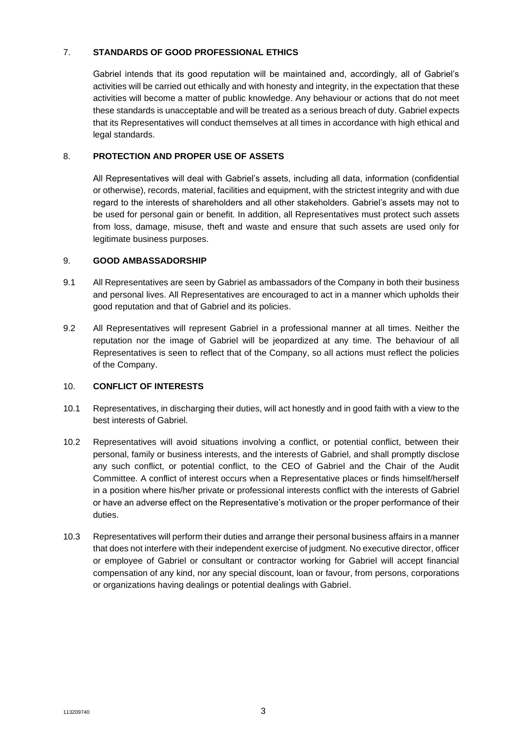## 7. STANDARDS OF GOOD PROFESSIONAL ETHICS

Gabriel intends that its good reputation will be maintained and, accordingly, all of Gabriel's activities will be carried out ethically and with honesty and integrity, in the expectation that these activities will become a matter of public knowledge. Any behaviour or actions that do not meet these standards is unacceptable and will be treated as a serious breach of duty. Gabriel expects that its Representatives will conduct themselves at all times in accordance with high ethical and legal standards.

## 8. PROTECTION AND PROPER USE OF ASSETS

All Representatives will deal with Gabriel's assets, including all data, information (confidential or otherwise), records, material, facilities and equipment, with the strictest integrity and with due regard to the interests of shareholders and all other stakeholders. Gabriel's assets may not to be used for personal gain or benefit. In addition, all Representatives must protect such assets from loss, damage, misuse, theft and waste and ensure that such assets are used only for legitimate business purposes.

## 9. GOOD AMBASSADORSHIP

9.1 All Representatives are seen by Gabriel as ambassadors of the Company in both their business and personal lives. All Representatives are encouraged to act in a manner which upholds their good reputation and that of Gabriel and its policies.

9.2 All Representatives will represent Gabriel in a professional manner at all times. Neither the reputation nor the image of Gabriel will be jeopardized at any time. The behaviour of all Representatives is seen to reflect that of the Company, so all actions must reflect the policies of the Company.

## 10. CONFLICT OF INTERESTS

10.1 Representatives, in discharging their duties, will act honestly and in good faith with a view to the best interests of Gabriel.

10.2 Representatives will avoid situations involving a conflict, or potential conflict, between their personal, family or business interests, and the interests of Gabriel, and shall promptly disclose any such conflict, or potential conflict, to the CEO of Gabriel and the Chair of the Audit Committee. A conflict of interest occurs when a Representative places or finds himself/herself in a position where his/her private or professional interests conflict with the interests of Gabriel or have an adverse effect on the Representative's motivation or the proper performance of their duties.

10.3 Representatives will perform their duties and arrange their personal business affairs in a manner that does not interfere with their independent exercise of judgment. No executive director, officer or employee of Gabriel or consultant or contractor working for Gabriel will accept financial compensation of any kind, nor any special discount, loan or favour, from persons, corporations or organizations having dealings or potential dealings with Gabriel.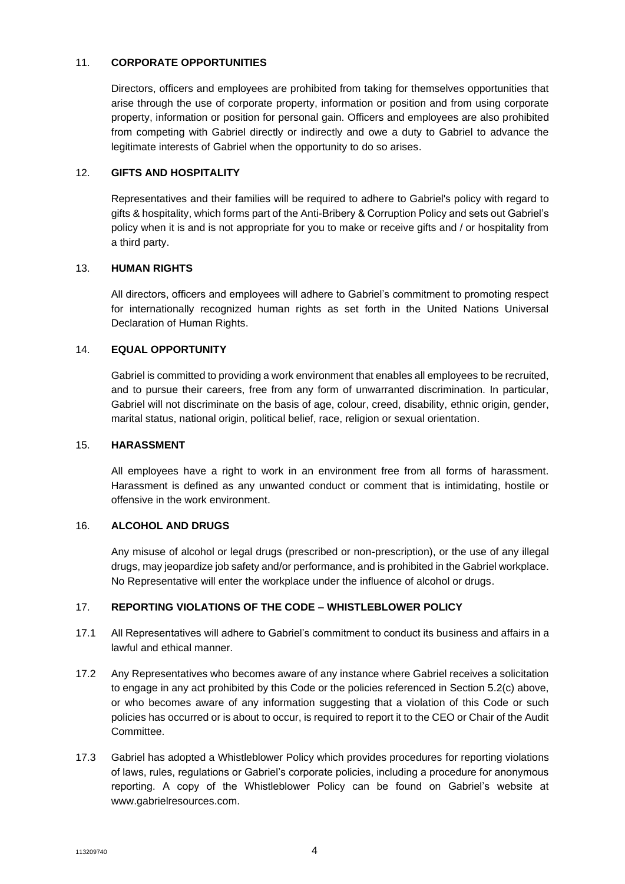## 11. CORPORATE OPPORTUNITIES

Directors, officers and employees are prohibited from taking for themselves opportunities that arise through the use of corporate property, information or position and from using corporate property, information or position for personal gain. Officers and employees are also prohibited from competing with Gabriel directly or indirectly and owe a duty to Gabriel to advance the legitimate interests of Gabriel when the opportunity to do so arises.

## 12. GIFTS AND HOSPITALITY

Representatives and their families will be required to adhere to Gabriel's policy with regard to gifts & hospitality, which forms part of the Anti-Bribery & Corruption Policy and sets out Gabriel's policy when it is and is not appropriate for you to make or receive gifts and / or hospitality from a third party.

## 13. HUMAN RIGHTS

All directors, officers and employees will adhere to Gabriel's commitment to promoting respect for internationally recognized human rights as set forth in the United Nations Universal Declaration of Human Rights.

## 14. EQUAL OPPORTUNITY

Gabriel is committed to providing a work environment that enables all employees to be recruited, and to pursue their careers, free from any form of unwarranted discrimination. In particular, Gabriel will not discriminate on the basis of age, colour, creed, disability, ethnic origin, gender, marital status, national origin, political belief, race, religion or sexual orientation.

## 15. HARASSMENT

All employees have a right to work in an environment free from all forms of harassment. Harassment is defined as any unwanted conduct or comment that is intimidating, hostile or offensive in the work environment.

## 16. ALCOHOL AND DRUGS

Any misuse of alcohol or legal drugs (prescribed or non-prescription), or the use of any illegal drugs, may jeopardize job safety and/or performance, and is prohibited in the Gabriel workplace. No Representative will enter the workplace under the influence of alcohol or drugs.

## 17. REPORTING VIOLATIONS OF THE CODE – WHISTLEBLOWER POLICY

17.1 All Representatives will adhere to Gabriel's commitment to conduct its business and affairs in a lawful and ethical manner.

17.2 Any Representatives who becomes aware of any instance where Gabriel receives a solicitation to engage in any act prohibited by this Code or the policies referenced in Section 5.2(c) above, or who becomes aware of any information suggesting that a violation of this Code or such policies has occurred or is about to occur, is required to report it to the CEO or Chair of the Audit Committee.

17.3 Gabriel has adopted a Whistleblower Policy which provides procedures for reporting violations of laws, rules, regulations or Gabriel's corporate policies, including a procedure for anonymous reporting. A copy of the Whistleblower Policy can be found on Gabriel's website at www.gabrielresources.com.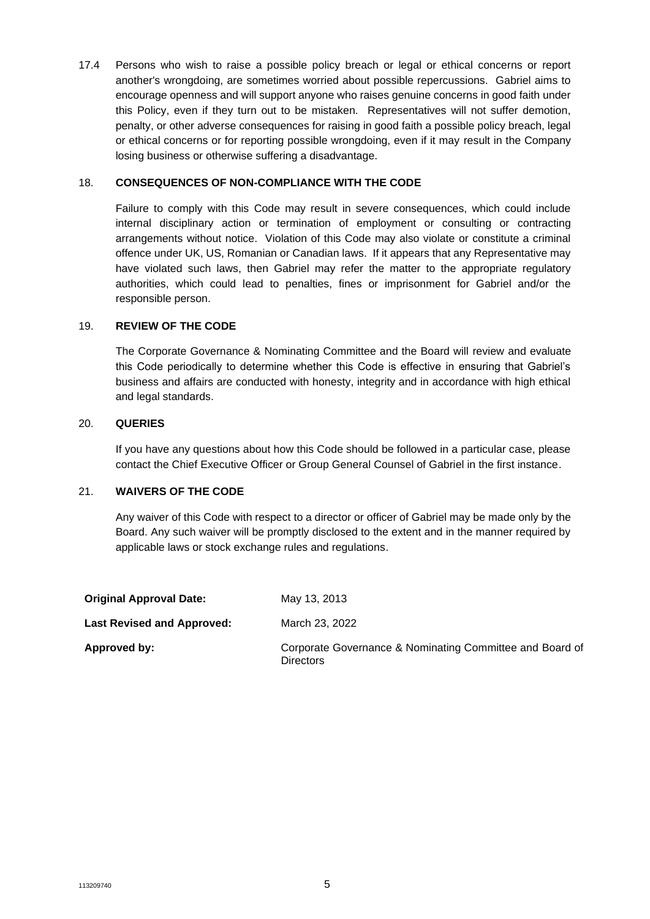17.4 Persons who wish to raise a possible policy breach or legal or ethical concerns or report another's wrongdoing, are sometimes worried about possible repercussions. Gabriel aims to encourage openness and will support anyone who raises genuine concerns in good faith under this Policy, even if they turn out to be mistaken. Representatives will not suffer demotion, penalty, or other adverse consequences for raising in good faith a possible policy breach, legal or ethical concerns or for reporting possible wrongdoing, even if it may result in the Company losing business or otherwise suffering a disadvantage.

## 18. CONSEQUENCES OF NON-COMPLIANCE WITH THE CODE

Failure to comply with this Code may result in severe consequences, which could include internal disciplinary action or termination of employment or consulting or contracting arrangements without notice. Violation of this Code may also violate or constitute a criminal offence under UK, US, Romanian or Canadian laws. If it appears that any Representative may have violated such laws, then Gabriel may refer the matter to the appropriate regulatory authorities, which could lead to penalties, fines or imprisonment for Gabriel and/or the responsible person.

## 19. REVIEW OF THE CODE

The Corporate Governance & Nominating Committee and the Board will review and evaluate this Code periodically to determine whether this Code is effective in ensuring that Gabriel's business and affairs are conducted with honesty, integrity and in accordance with high ethical and legal standards.

## 20. QUERIES

If you have any questions about how this Code should be followed in a particular case, please contact the Chief Executive Officer or Group General Counsel of Gabriel in the first instance.

## 21. WAIVERS OF THE CODE

Any waiver of this Code with respect to a director or officer of Gabriel may be made only by the Board. Any such waiver will be promptly disclosed to the extent and in the manner required by applicable laws or stock exchange rules and regulations.

| | |
|---|---|
| **Original Approval Date:** | May 13, 2013 |
| **Last Revised and Approved:** | March 23, 2022 |
| **Approved by:** | Corporate Governance & Nominating Committee and Board of Directors |